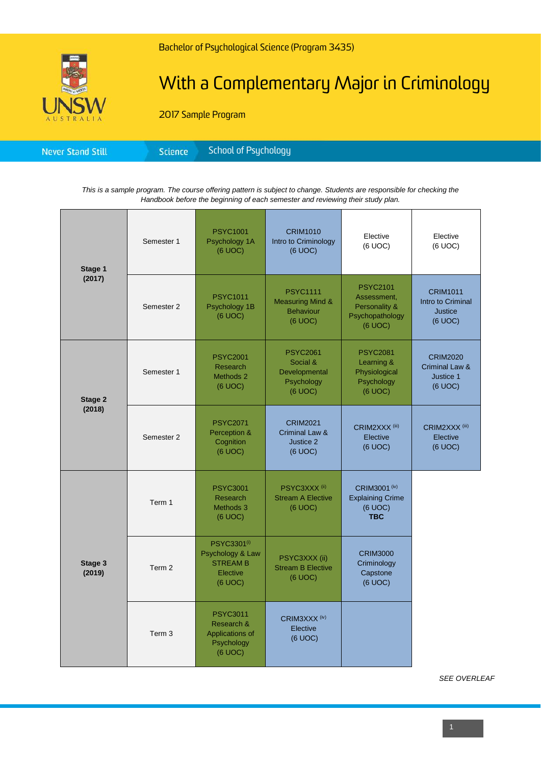Bachelor of Psychological Science (Program 3435)

# With a Complementary Major in Criminology

2017 Sample Program

Never Stand Still | Science | School of Psychology

*This is a sample program. The course offering pattern is subject to change. Students are responsible for checking the Handbook before the beginning of each semester and reviewing their study plan.*

| | | | | | |
|---|---|---|---|---|---|
| **Stage 1 (2017)** | Semester 1 | PSYC1001 Psychology 1A (6 UOC) | CRIM1010 Intro to Criminology (6 UOC) | Elective (6 UOC) | Elective (6 UOC) |
| | Semester 2 | PSYC1011 Psychology 1B (6 UOC) | PSYC1111 Measuring Mind & Behaviour (6 UOC) | PSYC2101 Assessment, Personality & Psychopathology (6 UOC) | CRIM1011 Intro to Criminal Justice (6 UOC) |
| **Stage 2 (2018)** | Semester 1 | PSYC2001 Research Methods 2 (6 UOC) | PSYC2061 Social & Developmental Psychology (6 UOC) | PSYC2081 Learning & Physiological Psychology (6 UOC) | CRIM2020 Criminal Law & Justice 1 (6 UOC) |
| | Semester 2 | PSYC2071 Perception & Cognition (6 UOC) | CRIM2021 Criminal Law & Justice 2 (6 UOC) | CRIM2XXX (iii) Elective (6 UOC) | CRIM2XXX (iii) Elective (6 UOC) |
| **Stage 3 (2019)** | Term 1 | PSYC3001 Research Methods 3 (6 UOC) | PSYC3XXX (ii) Stream A Elective (6 UOC) | CRIM3001 (iv) Explaining Crime (6 UOC) **TBC** | |
| | Term 2 | PSYC3301(i) Psychology & Law STREAM B Elective (6 UOC) | PSYC3XXX (ii) Stream B Elective (6 UOC) | CRIM3000 Criminology Capstone (6 UOC) | |
| | Term 3 | PSYC3011 Research & Applications of Psychology (6 UOC) | CRIM3XXX (iv) Elective (6 UOC) | | |

*SEE OVERLEAF*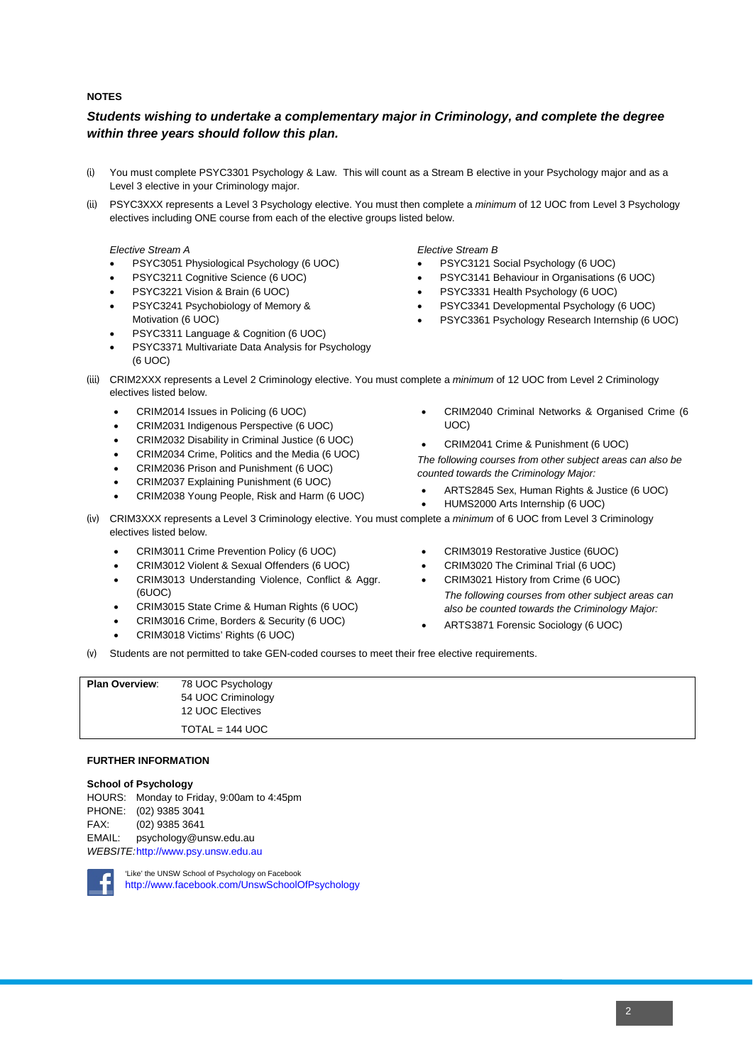**NOTES**

***Students wishing to undertake a complementary major in Criminology, and complete the degree within three years should follow this plan.***

(i) You must complete PSYC3301 Psychology & Law. This will count as a Stream B elective in your Psychology major and as a Level 3 elective in your Criminology major.

(ii) PSYC3XXX represents a Level 3 Psychology elective. You must then complete a *minimum* of 12 UOC from Level 3 Psychology electives including ONE course from each of the elective groups listed below.

*Elective Stream A*

- PSYC3051 Physiological Psychology (6 UOC)
- PSYC3211 Cognitive Science (6 UOC)
- PSYC3221 Vision & Brain (6 UOC)
- PSYC3241 Psychobiology of Memory & Motivation (6 UOC)
- PSYC3311 Language & Cognition (6 UOC)
- PSYC3371 Multivariate Data Analysis for Psychology (6 UOC)

*Elective Stream B*

- PSYC3121 Social Psychology (6 UOC)
- PSYC3141 Behaviour in Organisations (6 UOC)
- PSYC3331 Health Psychology (6 UOC)
- PSYC3341 Developmental Psychology (6 UOC)
- PSYC3361 Psychology Research Internship (6 UOC)

(iii) CRIM2XXX represents a Level 2 Criminology elective. You must complete a *minimum* of 12 UOC from Level 2 Criminology electives listed below.

- CRIM2014 Issues in Policing (6 UOC)
- CRIM2031 Indigenous Perspective (6 UOC)
- CRIM2032 Disability in Criminal Justice (6 UOC)
- CRIM2034 Crime, Politics and the Media (6 UOC)
- CRIM2036 Prison and Punishment (6 UOC)
- CRIM2037 Explaining Punishment (6 UOC)
- CRIM2038 Young People, Risk and Harm (6 UOC)
- CRIM2040 Criminal Networks & Organised Crime (6 UOC)
- CRIM2041 Crime & Punishment (6 UOC)

*The following courses from other subject areas can also be counted towards the Criminology Major:*

- ARTS2845 Sex, Human Rights & Justice (6 UOC)
- HUMS2000 Arts Internship (6 UOC)

(iv) CRIM3XXX represents a Level 3 Criminology elective. You must complete a *minimum* of 6 UOC from Level 3 Criminology electives listed below.

- CRIM3011 Crime Prevention Policy (6 UOC)
- CRIM3012 Violent & Sexual Offenders (6 UOC)
- CRIM3013 Understanding Violence, Conflict & Aggr. (6UOC)
- CRIM3015 State Crime & Human Rights (6 UOC)
- CRIM3016 Crime, Borders & Security (6 UOC)
- CRIM3018 Victims' Rights (6 UOC)
- CRIM3019 Restorative Justice (6UOC)
- CRIM3020 The Criminal Trial (6 UOC)
- CRIM3021 History from Crime (6 UOC)

*The following courses from other subject areas can also be counted towards the Criminology Major:*

- ARTS3871 Forensic Sociology (6 UOC)

(v) Students are not permitted to take GEN-coded courses to meet their free elective requirements.

| | |
|---|---|
| **Plan Overview**: | 78 UOC Psychology<br>54 UOC Criminology<br>12 UOC Electives |
| | TOTAL = 144 UOC |

**FURTHER INFORMATION**

**School of Psychology**
HOURS: Monday to Friday, 9:00am to 4:45pm
PHONE: (02) 9385 3041
FAX: (02) 9385 3641
EMAIL: psychology@unsw.edu.au
*WEBSITE:* http://www.psy.unsw.edu.au

'Like' the UNSW School of Psychology on Facebook
http://www.facebook.com/UnswSchoolOfPsychology